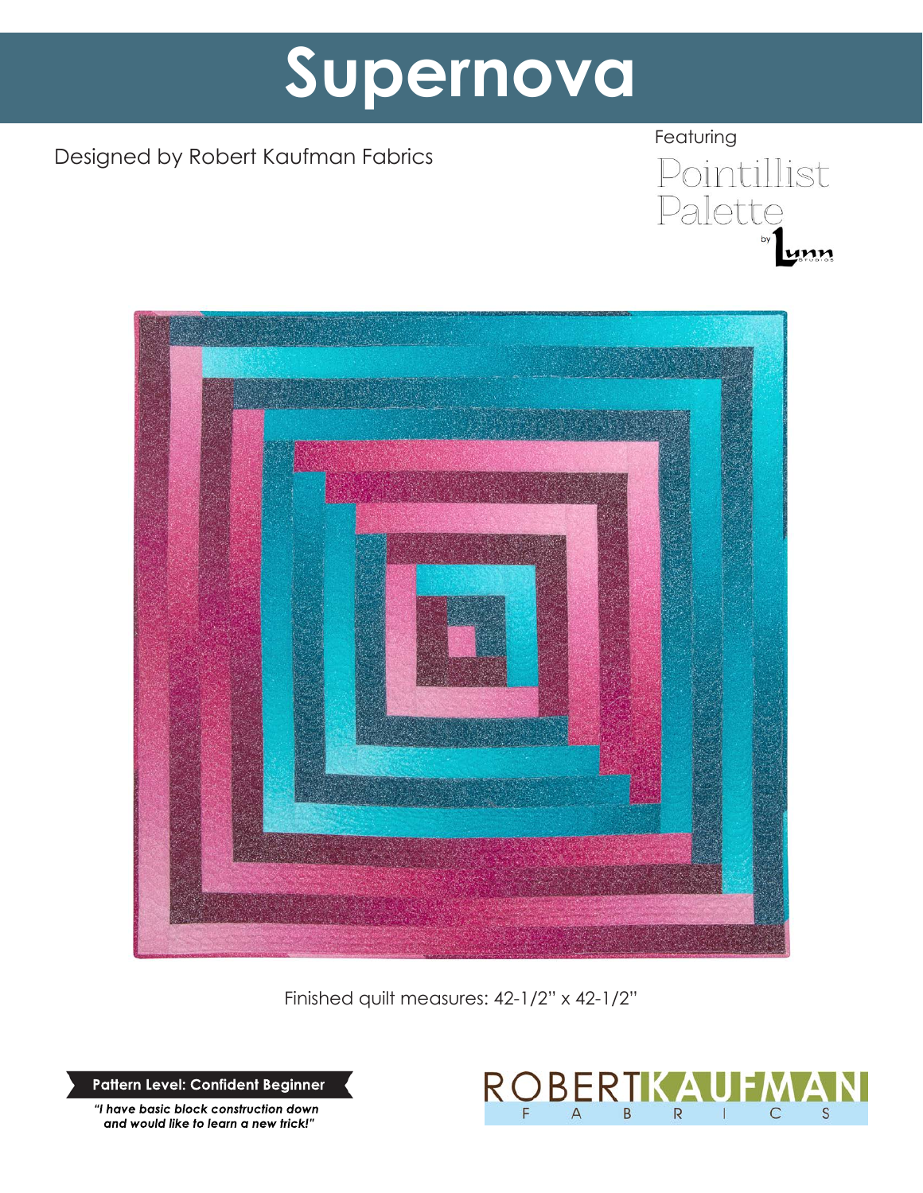# Supernova

Designed by Robert Kaufman Fabrics

Featuring

Pointillist Palette

by Lunn Studios

Finished quilt measures: 42-1/2" x 42-1/2"

**Pattern Level: Confident Beginner**

*"I have basic block construction down and would like to learn a new trick!"*

ROBERT KAUFMAN FABRICS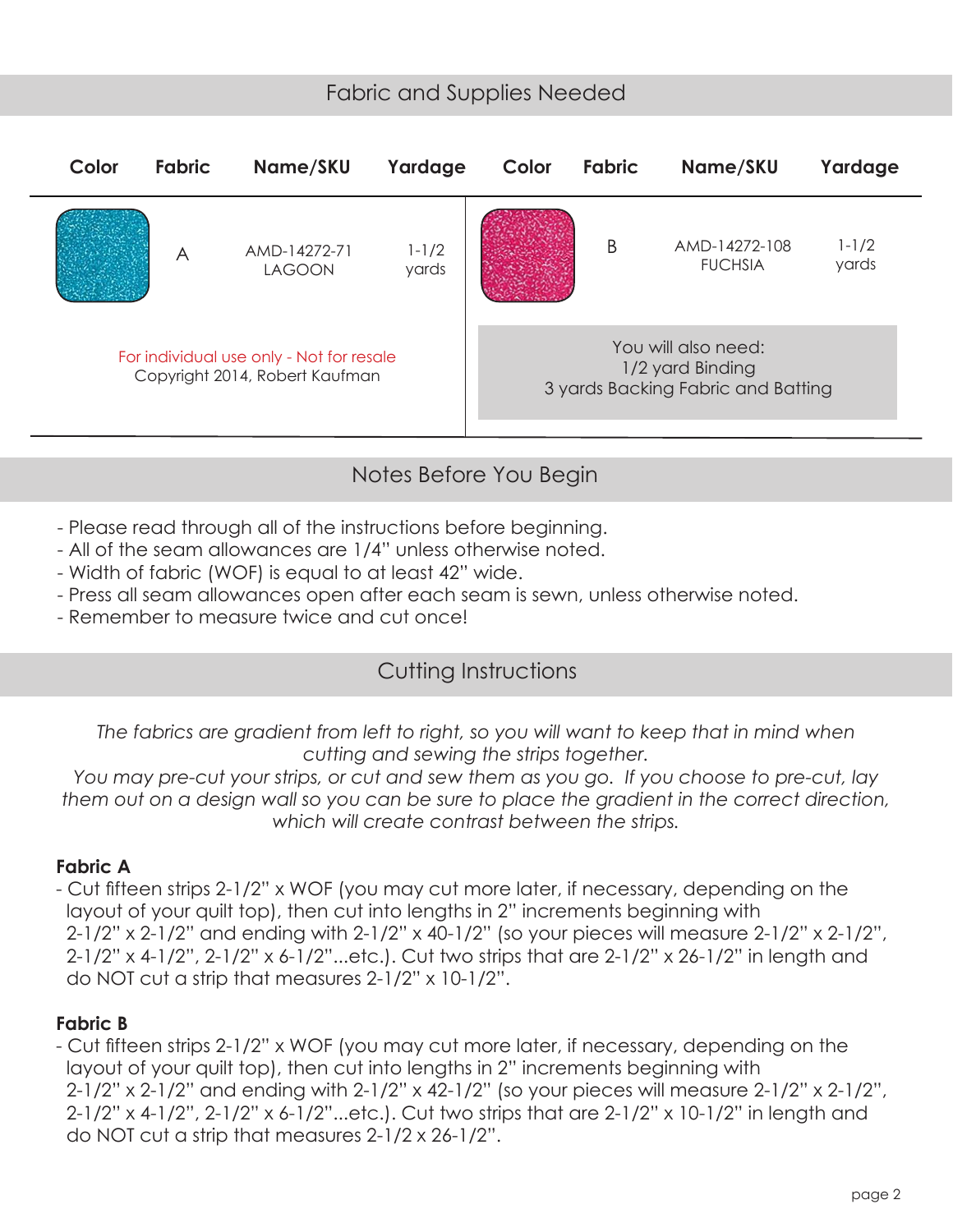## Fabric and Supplies Needed

| Color | Fabric | Name/SKU | Yardage | Color | Fabric | Name/SKU | Yardage |
|---|---|---|---|---|---|---|---|
| | A | AMD-14272-71 LAGOON | 1-1/2 yards | | B | AMD-14272-108 FUCHSIA | 1-1/2 yards |

For individual use only - Not for resale
Copyright 2014, Robert Kaufman

You will also need:
1/2 yard Binding
3 yards Backing Fabric and Batting

## Notes Before You Begin

- Please read through all of the instructions before beginning.
- All of the seam allowances are 1/4" unless otherwise noted.
- Width of fabric (WOF) is equal to at least 42" wide.
- Press all seam allowances open after each seam is sewn, unless otherwise noted.
- Remember to measure twice and cut once!

## Cutting Instructions

*The fabrics are gradient from left to right, so you will want to keep that in mind when cutting and sewing the strips together.*
*You may pre-cut your strips, or cut and sew them as you go. If you choose to pre-cut, lay them out on a design wall so you can be sure to place the gradient in the correct direction, which will create contrast between the strips.*

**Fabric A**

- Cut fifteen strips 2-1/2" x WOF (you may cut more later, if necessary, depending on the layout of your quilt top), then cut into lengths in 2" increments beginning with 2-1/2" x 2-1/2" and ending with 2-1/2" x 40-1/2" (so your pieces will measure 2-1/2" x 2-1/2", 2-1/2" x 4-1/2", 2-1/2" x 6-1/2"...etc.). Cut two strips that are 2-1/2" x 26-1/2" in length and do NOT cut a strip that measures 2-1/2" x 10-1/2".

**Fabric B**

- Cut fifteen strips 2-1/2" x WOF (you may cut more later, if necessary, depending on the layout of your quilt top), then cut into lengths in 2" increments beginning with 2-1/2" x 2-1/2" and ending with 2-1/2" x 42-1/2" (so your pieces will measure 2-1/2" x 2-1/2", 2-1/2" x 4-1/2", 2-1/2" x 6-1/2"...etc.). Cut two strips that are 2-1/2" x 10-1/2" in length and do NOT cut a strip that measures 2-1/2 x 26-1/2".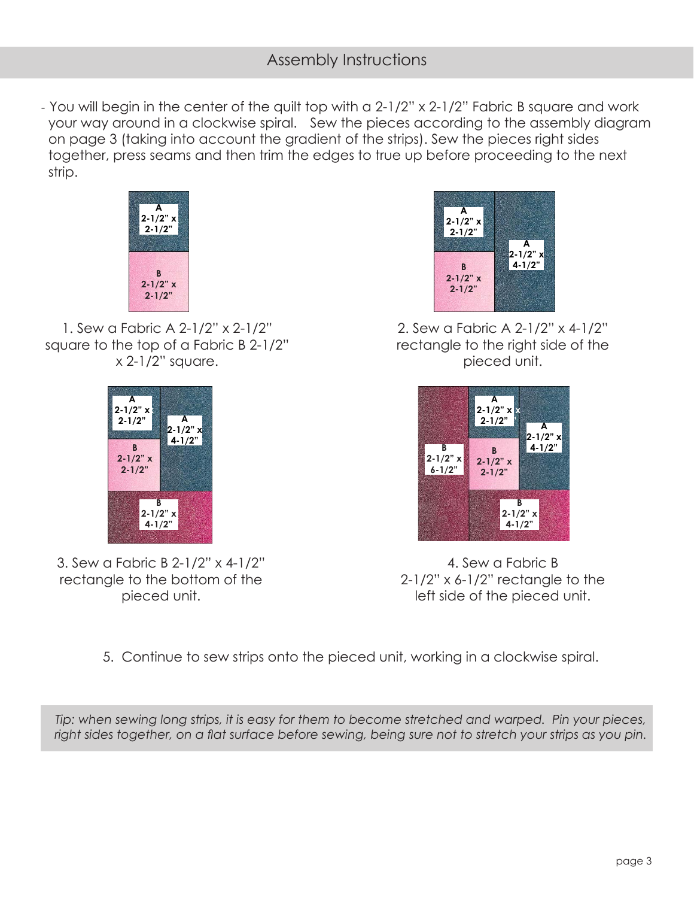## Assembly Instructions

- You will begin in the center of the quilt top with a 2-1/2" x 2-1/2" Fabric B square and work your way around in a clockwise spiral. Sew the pieces according to the assembly diagram on page 3 (taking into account the gradient of the strips). Sew the pieces right sides together, press seams and then trim the edges to true up before proceeding to the next strip.

1. Sew a Fabric A 2-1/2" x 2-1/2" square to the top of a Fabric B 2-1/2" x 2-1/2" square.

2. Sew a Fabric A 2-1/2" x 4-1/2" rectangle to the right side of the pieced unit.

3. Sew a Fabric B 2-1/2" x 4-1/2" rectangle to the bottom of the pieced unit.

4. Sew a Fabric B 2-1/2" x 6-1/2" rectangle to the left side of the pieced unit.

5. Continue to sew strips onto the pieced unit, working in a clockwise spiral.

*Tip: when sewing long strips, it is easy for them to become stretched and warped. Pin your pieces, right sides together, on a flat surface before sewing, being sure not to stretch your strips as you pin.*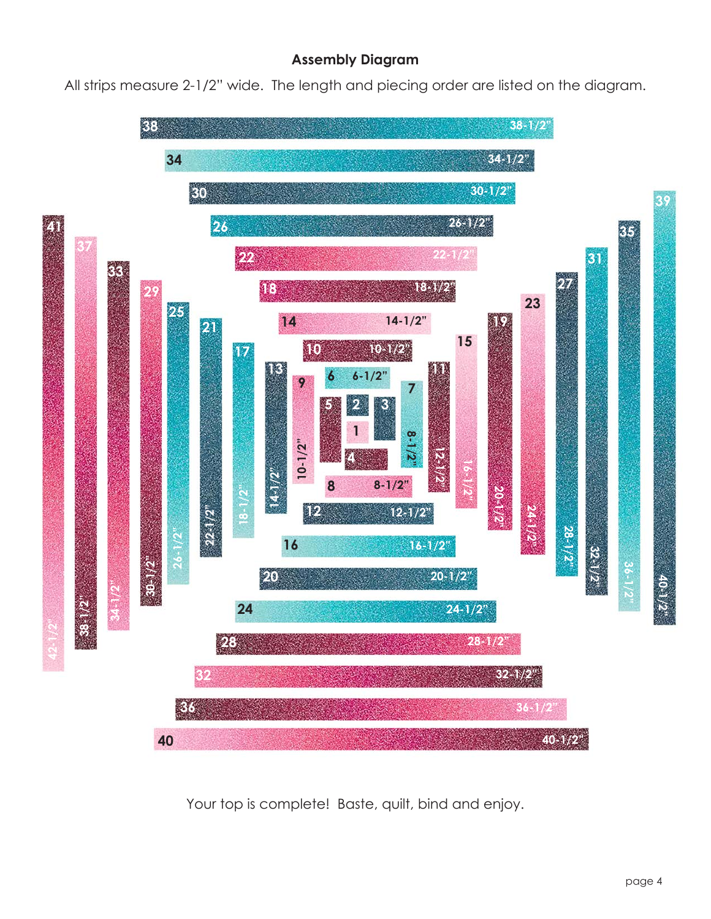## Assembly Diagram

All strips measure 2-1/2" wide. The length and piecing order are listed on the diagram.

1
2
3
4
5
6 6-1/2"
7 8-1/2"
8 8-1/2"
9 10-1/2"
10 10-1/2"
11 12-1/2"
12 12-1/2"
13 14-1/2"
14 14-1/2"
15 16-1/2"
16 16-1/2"
17 18-1/2"
18 18-1/2"
19 20-1/2"
20 20-1/2"
21 22-1/2"
22 22-1/2"
23 24-1/2"
24 24-1/2"
25 26-1/2"
26 26-1/2"
27 28-1/2"
28 28-1/2"
29 30-1/2"
30 30-1/2"
31 32-1/2"
32 32-1/2"
33 34-1/2"
34 34-1/2"
35 36-1/2"
36 36-1/2"
37 38-1/2"
38 38-1/2"
39 40-1/2"
40 40-1/2"
41 42-1/2"

Your top is complete! Baste, quilt, bind and enjoy.